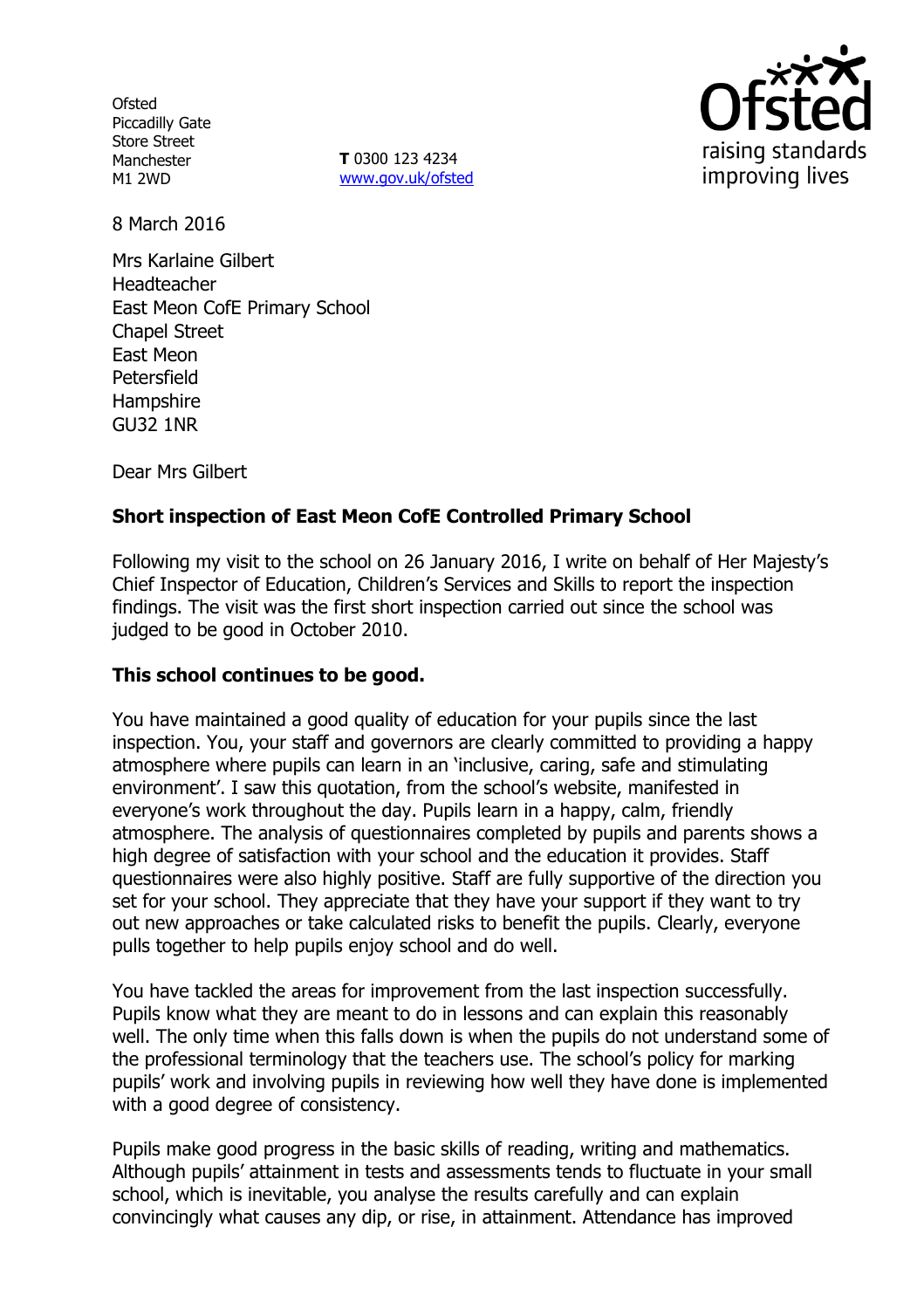Ofsted
Piccadilly Gate
Store Street
Manchester
M1 2WD

**T** 0300 123 4234
www.gov.uk/ofsted

8 March 2016

Mrs Karlaine Gilbert
Headteacher
East Meon CofE Primary School
Chapel Street
East Meon
Petersfield
Hampshire
GU32 1NR

Dear Mrs Gilbert

**Short inspection of East Meon CofE Controlled Primary School**

Following my visit to the school on 26 January 2016, I write on behalf of Her Majesty's Chief Inspector of Education, Children's Services and Skills to report the inspection findings. The visit was the first short inspection carried out since the school was judged to be good in October 2010.

**This school continues to be good.**

You have maintained a good quality of education for your pupils since the last inspection. You, your staff and governors are clearly committed to providing a happy atmosphere where pupils can learn in an 'inclusive, caring, safe and stimulating environment'. I saw this quotation, from the school's website, manifested in everyone's work throughout the day. Pupils learn in a happy, calm, friendly atmosphere. The analysis of questionnaires completed by pupils and parents shows a high degree of satisfaction with your school and the education it provides. Staff questionnaires were also highly positive. Staff are fully supportive of the direction you set for your school. They appreciate that they have your support if they want to try out new approaches or take calculated risks to benefit the pupils. Clearly, everyone pulls together to help pupils enjoy school and do well.

You have tackled the areas for improvement from the last inspection successfully. Pupils know what they are meant to do in lessons and can explain this reasonably well. The only time when this falls down is when the pupils do not understand some of the professional terminology that the teachers use. The school's policy for marking pupils' work and involving pupils in reviewing how well they have done is implemented with a good degree of consistency.

Pupils make good progress in the basic skills of reading, writing and mathematics. Although pupils' attainment in tests and assessments tends to fluctuate in your small school, which is inevitable, you analyse the results carefully and can explain convincingly what causes any dip, or rise, in attainment. Attendance has improved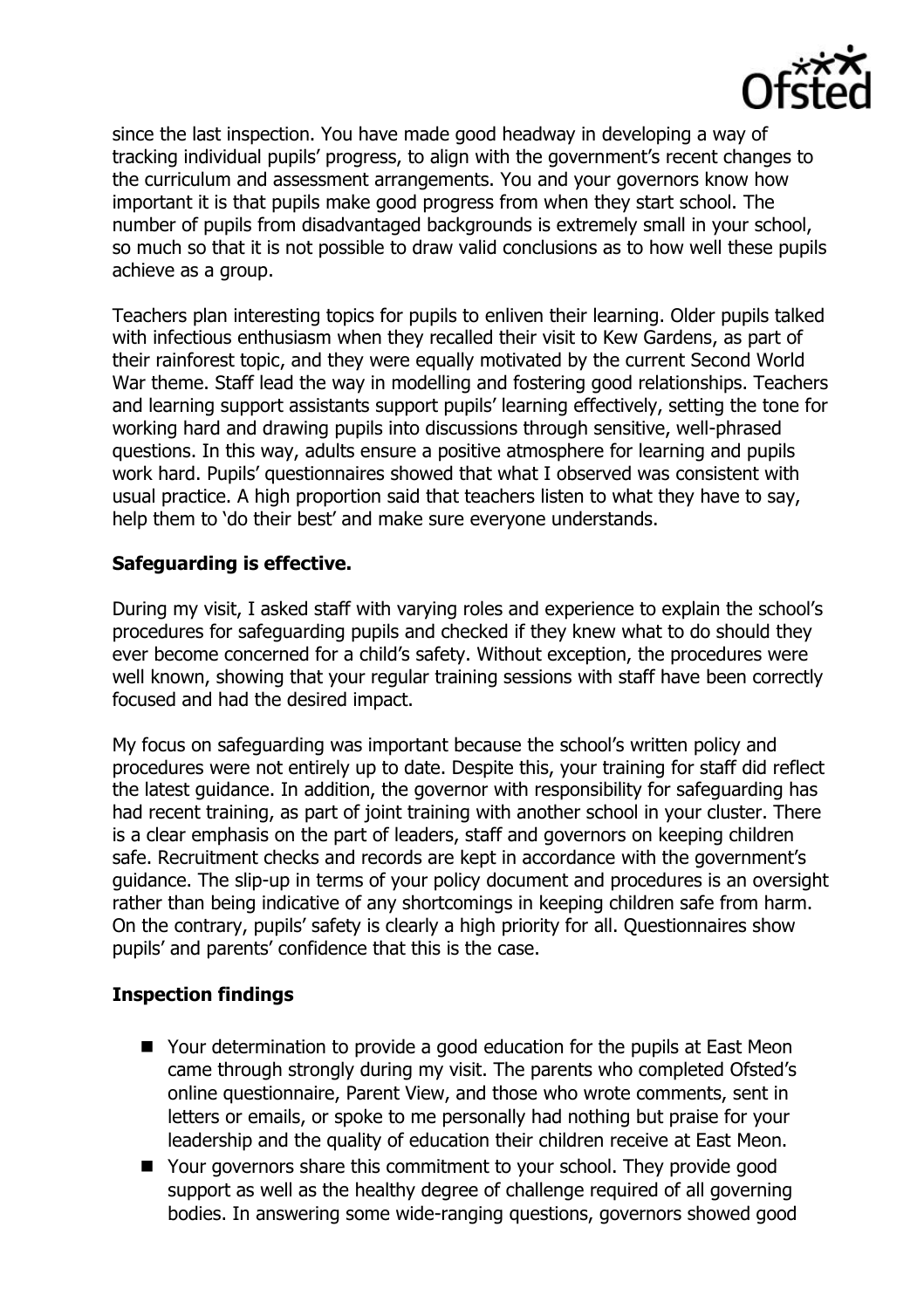since the last inspection. You have made good headway in developing a way of tracking individual pupils' progress, to align with the government's recent changes to the curriculum and assessment arrangements. You and your governors know how important it is that pupils make good progress from when they start school. The number of pupils from disadvantaged backgrounds is extremely small in your school, so much so that it is not possible to draw valid conclusions as to how well these pupils achieve as a group.

Teachers plan interesting topics for pupils to enliven their learning. Older pupils talked with infectious enthusiasm when they recalled their visit to Kew Gardens, as part of their rainforest topic, and they were equally motivated by the current Second World War theme. Staff lead the way in modelling and fostering good relationships. Teachers and learning support assistants support pupils' learning effectively, setting the tone for working hard and drawing pupils into discussions through sensitive, well-phrased questions. In this way, adults ensure a positive atmosphere for learning and pupils work hard. Pupils' questionnaires showed that what I observed was consistent with usual practice. A high proportion said that teachers listen to what they have to say, help them to 'do their best' and make sure everyone understands.

## Safeguarding is effective.

During my visit, I asked staff with varying roles and experience to explain the school's procedures for safeguarding pupils and checked if they knew what to do should they ever become concerned for a child's safety. Without exception, the procedures were well known, showing that your regular training sessions with staff have been correctly focused and had the desired impact.

My focus on safeguarding was important because the school's written policy and procedures were not entirely up to date. Despite this, your training for staff did reflect the latest guidance. In addition, the governor with responsibility for safeguarding has had recent training, as part of joint training with another school in your cluster. There is a clear emphasis on the part of leaders, staff and governors on keeping children safe. Recruitment checks and records are kept in accordance with the government's guidance. The slip-up in terms of your policy document and procedures is an oversight rather than being indicative of any shortcomings in keeping children safe from harm. On the contrary, pupils' safety is clearly a high priority for all. Questionnaires show pupils' and parents' confidence that this is the case.

## Inspection findings

- Your determination to provide a good education for the pupils at East Meon came through strongly during my visit. The parents who completed Ofsted's online questionnaire, Parent View, and those who wrote comments, sent in letters or emails, or spoke to me personally had nothing but praise for your leadership and the quality of education their children receive at East Meon.
- Your governors share this commitment to your school. They provide good support as well as the healthy degree of challenge required of all governing bodies. In answering some wide-ranging questions, governors showed good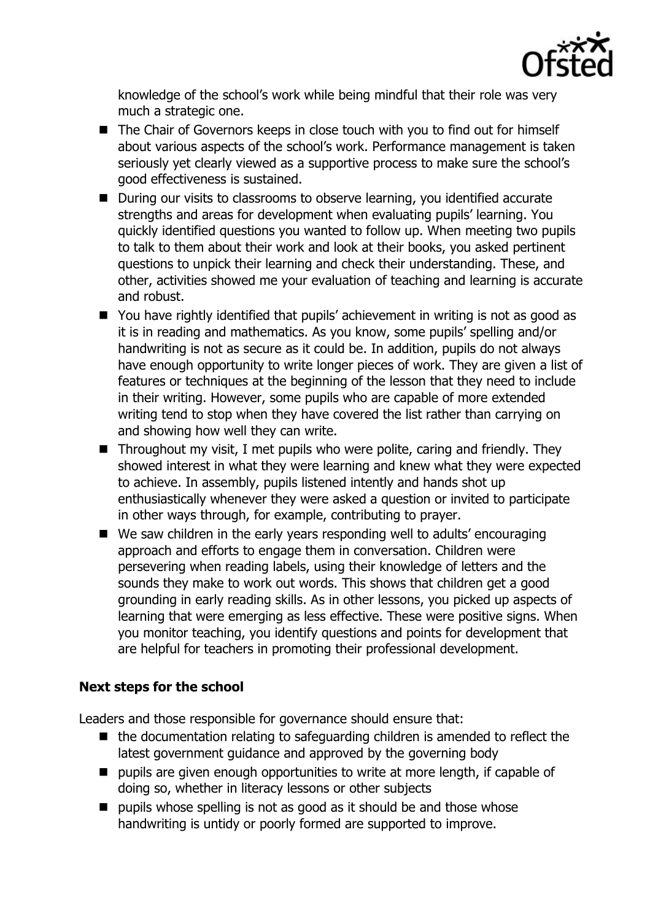knowledge of the school's work while being mindful that their role was very much a strategic one.

- The Chair of Governors keeps in close touch with you to find out for himself about various aspects of the school's work. Performance management is taken seriously yet clearly viewed as a supportive process to make sure the school's good effectiveness is sustained.
- During our visits to classrooms to observe learning, you identified accurate strengths and areas for development when evaluating pupils' learning. You quickly identified questions you wanted to follow up. When meeting two pupils to talk to them about their work and look at their books, you asked pertinent questions to unpick their learning and check their understanding. These, and other, activities showed me your evaluation of teaching and learning is accurate and robust.
- You have rightly identified that pupils' achievement in writing is not as good as it is in reading and mathematics. As you know, some pupils' spelling and/or handwriting is not as secure as it could be. In addition, pupils do not always have enough opportunity to write longer pieces of work. They are given a list of features or techniques at the beginning of the lesson that they need to include in their writing. However, some pupils who are capable of more extended writing tend to stop when they have covered the list rather than carrying on and showing how well they can write.
- Throughout my visit, I met pupils who were polite, caring and friendly. They showed interest in what they were learning and knew what they were expected to achieve. In assembly, pupils listened intently and hands shot up enthusiastically whenever they were asked a question or invited to participate in other ways through, for example, contributing to prayer.
- We saw children in the early years responding well to adults' encouraging approach and efforts to engage them in conversation. Children were persevering when reading labels, using their knowledge of letters and the sounds they make to work out words. This shows that children get a good grounding in early reading skills. As in other lessons, you picked up aspects of learning that were emerging as less effective. These were positive signs. When you monitor teaching, you identify questions and points for development that are helpful for teachers in promoting their professional development.

**Next steps for the school**

Leaders and those responsible for governance should ensure that:

- the documentation relating to safeguarding children is amended to reflect the latest government guidance and approved by the governing body
- pupils are given enough opportunities to write at more length, if capable of doing so, whether in literacy lessons or other subjects
- pupils whose spelling is not as good as it should be and those whose handwriting is untidy or poorly formed are supported to improve.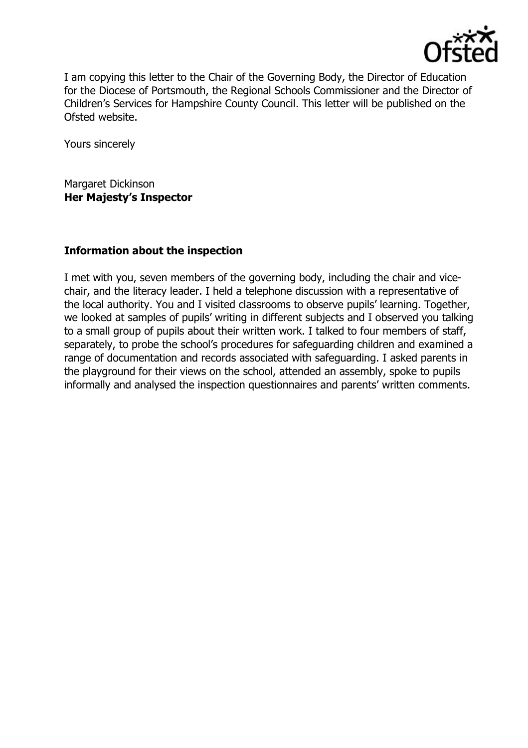I am copying this letter to the Chair of the Governing Body, the Director of Education for the Diocese of Portsmouth, the Regional Schools Commissioner and the Director of Children's Services for Hampshire County Council. This letter will be published on the Ofsted website.

Yours sincerely

Margaret Dickinson
**Her Majesty's Inspector**

## **Information about the inspection**

I met with you, seven members of the governing body, including the chair and vice-chair, and the literacy leader. I held a telephone discussion with a representative of the local authority. You and I visited classrooms to observe pupils' learning. Together, we looked at samples of pupils' writing in different subjects and I observed you talking to a small group of pupils about their written work. I talked to four members of staff, separately, to probe the school's procedures for safeguarding children and examined a range of documentation and records associated with safeguarding. I asked parents in the playground for their views on the school, attended an assembly, spoke to pupils informally and analysed the inspection questionnaires and parents' written comments.